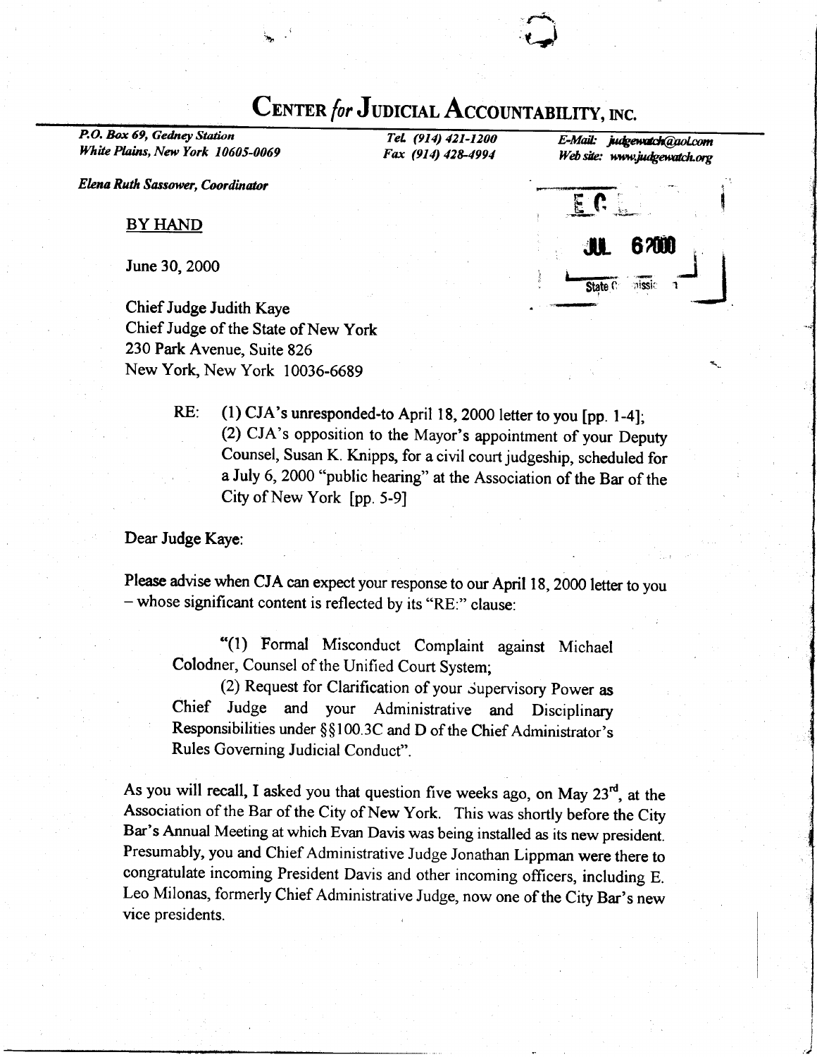# CENTER *for* JUDICIAL ACCOUNTABILITY, INC.

*P.O. Box 69, Gedney Station*
*White Plains, New York 10605-0069*

*Tel. (914) 421-1200*
*Fax (914) 428-4994*

*E-Mail: judgewatch@aol.com*
*Web site: www.judgewatch.org*

*Elena Ruth Sassower, Coordinator*

BY HAND

June 30, 2000

Chief Judge Judith Kaye
Chief Judge of the State of New York
230 Park Avenue, Suite 826
New York, New York 10036-6689

RE: (1) CJA's unresponded-to April 18, 2000 letter to you [pp. 1-4];
(2) CJA's opposition to the Mayor's appointment of your Deputy Counsel, Susan K. Knipps, for a civil court judgeship, scheduled for a July 6, 2000 "public hearing" at the Association of the Bar of the City of New York [pp. 5-9]

Dear Judge Kaye:

Please advise when CJA can expect your response to our April 18, 2000 letter to you – whose significant content is reflected by its "RE:" clause:

> "(1) Formal Misconduct Complaint against Michael Colodner, Counsel of the Unified Court System;
>
> (2) Request for Clarification of your Supervisory Power as Chief Judge and your Administrative and Disciplinary Responsibilities under §§100.3C and D of the Chief Administrator's Rules Governing Judicial Conduct".

As you will recall, I asked you that question five weeks ago, on May 23rd, at the Association of the Bar of the City of New York. This was shortly before the City Bar's Annual Meeting at which Evan Davis was being installed as its new president. Presumably, you and Chief Administrative Judge Jonathan Lippman were there to congratulate incoming President Davis and other incoming officers, including E. Leo Milonas, formerly Chief Administrative Judge, now one of the City Bar's new vice presidents.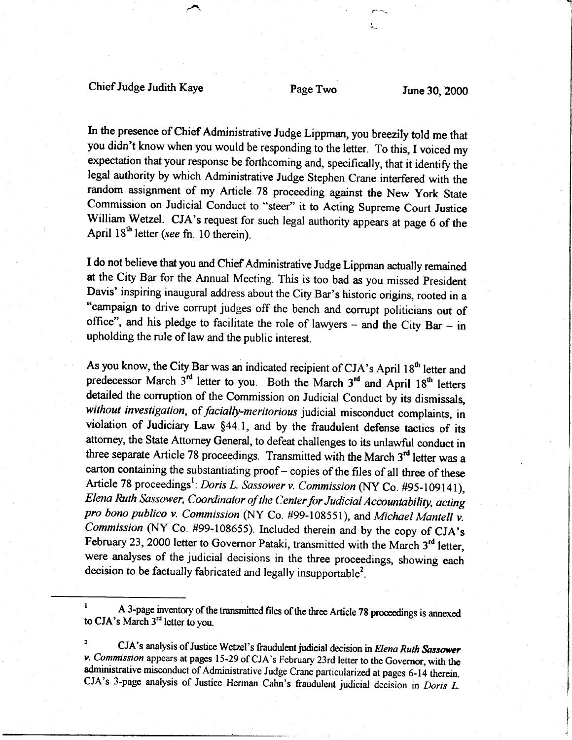In the presence of Chief Administrative Judge Lippman, you breezily told me that you didn't know when you would be responding to the letter. To this, I voiced my expectation that your response be forthcoming and, specifically, that it identify the legal authority by which Administrative Judge Stephen Crane interfered with the random assignment of my Article 78 proceeding against the New York State Commission on Judicial Conduct to "steer" it to Acting Supreme Court Justice William Wetzel. CJA's request for such legal authority appears at page 6 of the April 18th letter (*see* fn. 10 therein).

I do not believe that you and Chief Administrative Judge Lippman actually remained at the City Bar for the Annual Meeting. This is too bad as you missed President Davis' inspiring inaugural address about the City Bar's historic origins, rooted in a "campaign to drive corrupt judges off the bench and corrupt politicians out of office", and his pledge to facilitate the role of lawyers – and the City Bar – in upholding the rule of law and the public interest.

As you know, the City Bar was an indicated recipient of CJA's April 18th letter and predecessor March 3rd letter to you. Both the March 3rd and April 18th letters detailed the corruption of the Commission on Judicial Conduct by its dismissals, *without investigation*, of *facially-meritorious* judicial misconduct complaints, in violation of Judiciary Law §44.1, and by the fraudulent defense tactics of its attorney, the State Attorney General, to defeat challenges to its unlawful conduct in three separate Article 78 proceedings. Transmitted with the March 3rd letter was a carton containing the substantiating proof – copies of the files of all three of these Article 78 proceedings[1]: *Doris L. Sassower v. Commission* (NY Co. #95-109141), *Elena Ruth Sassower, Coordinator of the Center for Judicial Accountability, acting pro bono publico v. Commission* (NY Co. #99-108551), and *Michael Mantell v. Commission* (NY Co. #99-108655). Included therein and by the copy of CJA's February 23, 2000 letter to Governor Pataki, transmitted with the March 3rd letter, were analyses of the judicial decisions in the three proceedings, showing each decision to be factually fabricated and legally insupportable[2].

---

[1] A 3-page inventory of the transmitted files of the three Article 78 proceedings is annexed to CJA's March 3rd letter to you.

[2] CJA's analysis of Justice Wetzel's fraudulent judicial decision in *Elena Ruth Sassower v. Commission* appears at pages 15-29 of CJA's February 23rd letter to the Governor, with the administrative misconduct of Administrative Judge Crane particularized at pages 6-14 therein. CJA's 3-page analysis of Justice Herman Cahn's fraudulent judicial decision in *Doris L.*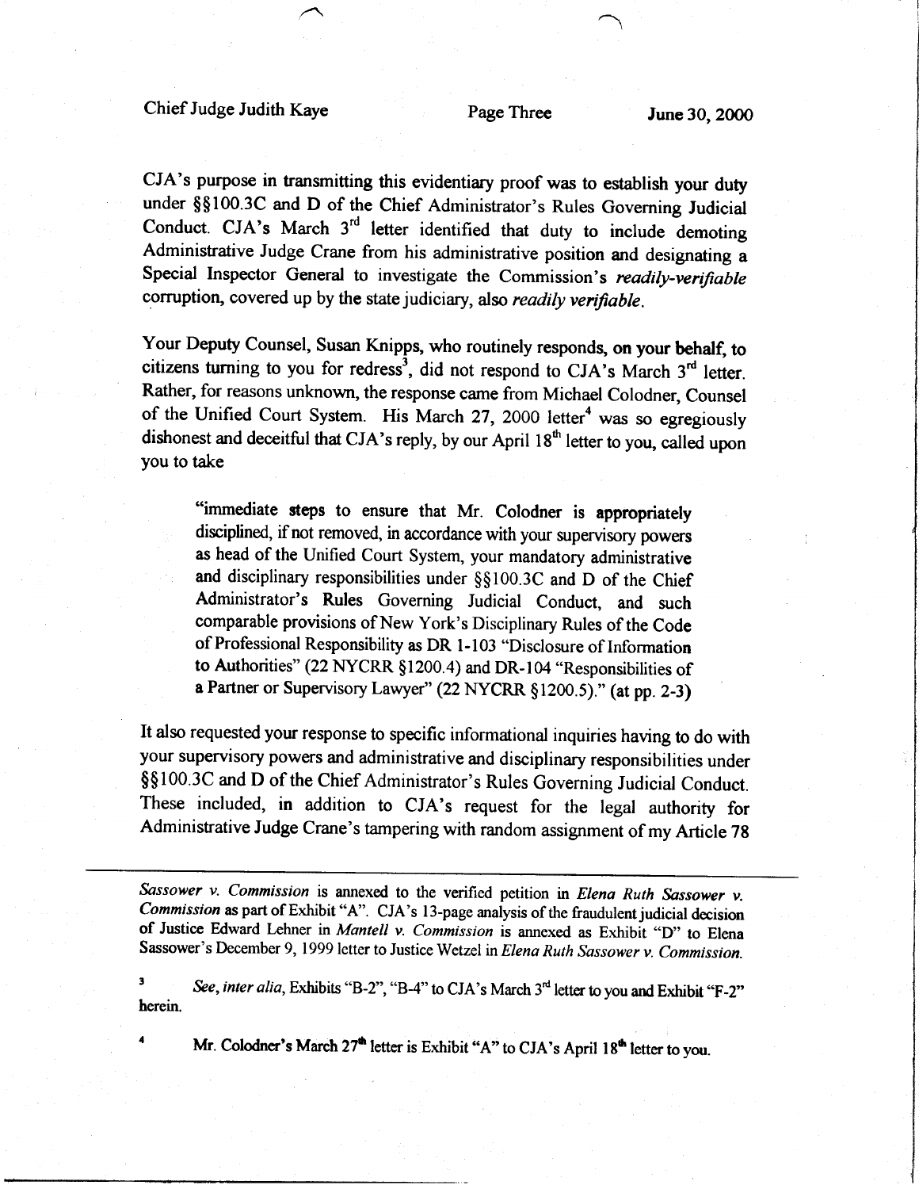CJA's purpose in transmitting this evidentiary proof was to establish your duty under §§100.3C and D of the Chief Administrator's Rules Governing Judicial Conduct. CJA's March 3rd letter identified that duty to include demoting Administrative Judge Crane from his administrative position and designating a Special Inspector General to investigate the Commission's *readily-verifiable* corruption, covered up by the state judiciary, also *readily verifiable*.

Your Deputy Counsel, Susan Knipps, who routinely responds, **on your behalf,** to citizens turning to you for redress[3], did not respond to CJA's March 3rd letter. Rather, for reasons unknown, the response came from Michael Colodner, Counsel of the Unified Court System. His March 27, 2000 letter[4] was so egregiously dishonest and deceitful that CJA's reply, by our April 18th letter to you, called upon you to take

> "immediate steps to ensure that Mr. Colodner is appropriately disciplined, if not removed, in accordance with your supervisory powers as head of the Unified Court System, your mandatory administrative and disciplinary responsibilities under §§100.3C and D of the Chief Administrator's Rules Governing Judicial Conduct, and such comparable provisions of New York's Disciplinary Rules of the Code of Professional Responsibility as DR 1-103 "Disclosure of Information to Authorities" (22 NYCRR §1200.4) and DR-104 "Responsibilities of a Partner or Supervisory Lawyer" (22 NYCRR §1200.5)." (at pp. 2-3)

It also requested your response to specific informational inquiries having to do with your supervisory powers and administrative and disciplinary responsibilities under §§100.3C and D of the Chief Administrator's Rules Governing Judicial Conduct. These included, in addition to CJA's request for the legal authority for Administrative Judge Crane's tampering with random assignment of my Article 78

---

*Sassower v. Commission* is annexed to the verified petition in *Elena Ruth Sassower v. Commission* as part of Exhibit "A". CJA's 13-page analysis of the fraudulent judicial decision of Justice Edward Lehner in *Mantell v. Commission* is annexed as Exhibit "D" to Elena Sassower's December 9, 1999 letter to Justice Wetzel in *Elena Ruth Sassower v. Commission.*

[3] *See, inter alia,* Exhibits "B-2", "B-4" to CJA's March 3rd letter to you and Exhibit "F-2" herein.

[4] Mr. Colodner's March 27th letter is Exhibit "A" to CJA's April 18th letter to you.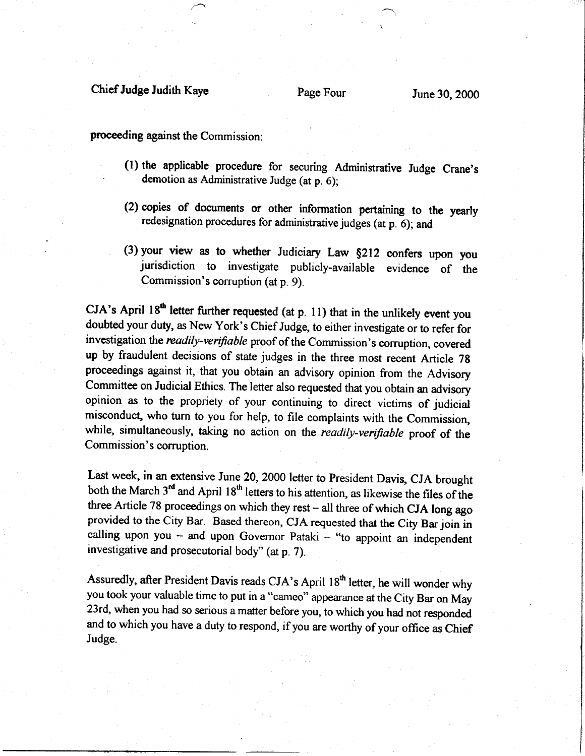proceeding against the Commission:

(1) the applicable procedure for securing Administrative Judge Crane's demotion as Administrative Judge (at p. 6);

(2) copies of documents or other information pertaining to the yearly redesignation procedures for administrative judges (at p. 6); and

(3) your view as to whether Judiciary Law §212 confers upon you jurisdiction to investigate publicly-available evidence of the Commission's corruption (at p. 9).

CJA's April 18th letter further requested (at p. 11) that in the unlikely event you doubted your duty, as New York's Chief Judge, to either investigate or to refer for investigation the *readily-verifiable* proof of the Commission's corruption, covered up by fraudulent decisions of state judges in the three most recent Article 78 proceedings against it, that you obtain an advisory opinion from the Advisory Committee on Judicial Ethics. The letter also requested that you obtain an advisory opinion as to the propriety of your continuing to direct victims of judicial misconduct, who turn to you for help, to file complaints with the Commission, while, simultaneously, taking no action on the *readily-verifiable* proof of the Commission's corruption.

Last week, in an extensive June 20, 2000 letter to President Davis, CJA brought both the March 3rd and April 18th letters to his attention, as likewise the files of the three Article 78 proceedings on which they rest – all three of which CJA long ago provided to the City Bar. Based thereon, CJA requested that the City Bar join in calling upon you – and upon Governor Pataki – "to appoint an independent investigative and prosecutorial body" (at p. 7).

Assuredly, after President Davis reads CJA's April 18th letter, he will wonder why you took your valuable time to put in a "cameo" appearance at the City Bar on May 23rd, when you had so serious a matter before you, to which you had not responded and to which you have a duty to respond, if you are worthy of your office as Chief Judge.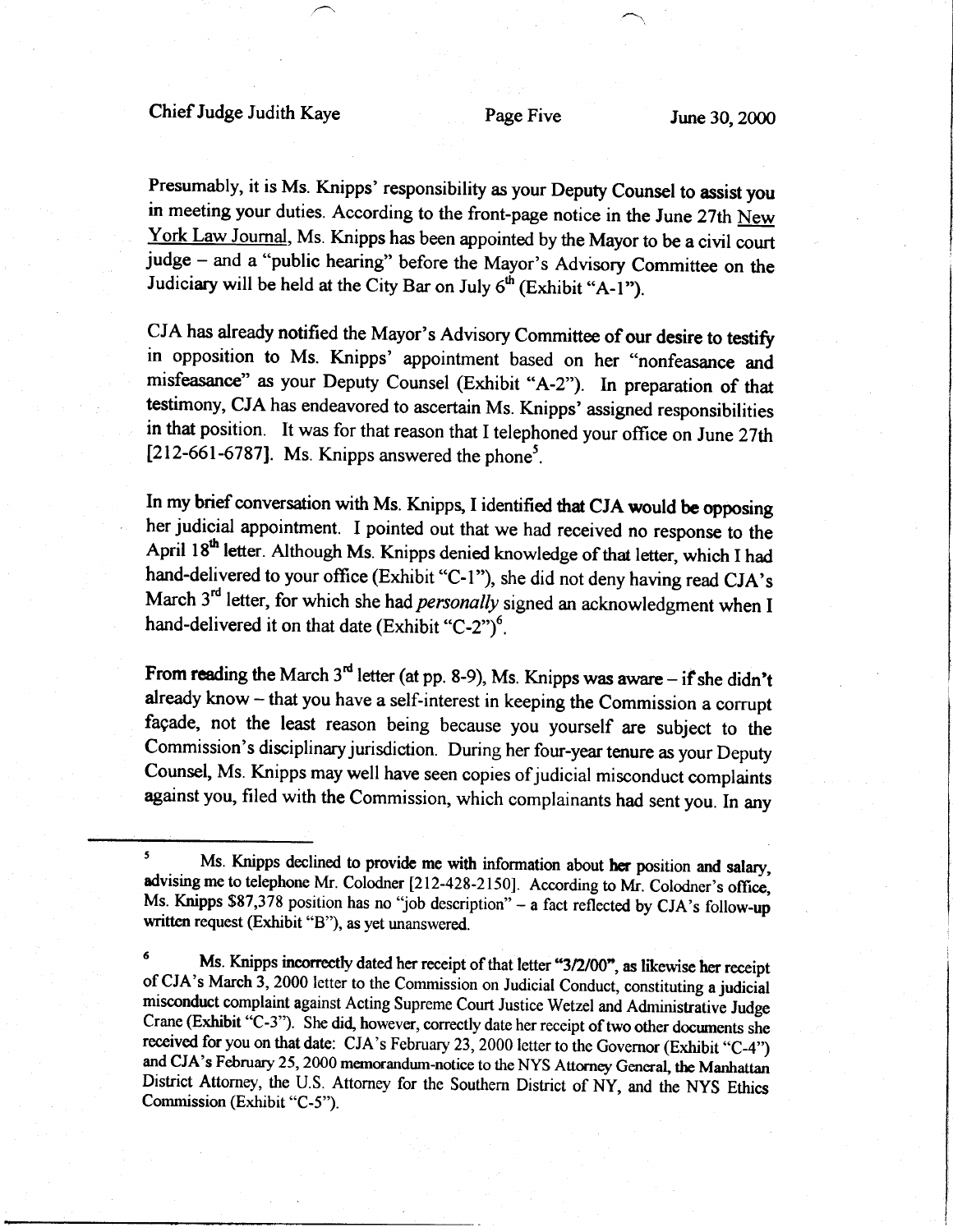Presumably, it is Ms. Knipps' responsibility as your Deputy Counsel to assist you in meeting your duties. According to the front-page notice in the June 27th New York Law Journal, Ms. Knipps has been appointed by the Mayor to be a civil court judge – and a "public hearing" before the Mayor's Advisory Committee on the Judiciary will be held at the City Bar on July 6th (Exhibit "A-1").

CJA has already notified the Mayor's Advisory Committee of our desire to testify in opposition to Ms. Knipps' appointment based on her "nonfeasance and misfeasance" as your Deputy Counsel (Exhibit "A-2"). In preparation of that testimony, CJA has endeavored to ascertain Ms. Knipps' assigned responsibilities in that position. It was for that reason that I telephoned your office on June 27th [212-661-6787]. Ms. Knipps answered the phone[5].

In my brief conversation with Ms. Knipps, I identified that CJA would be opposing her judicial appointment. I pointed out that we had received no response to the April 18th letter. Although Ms. Knipps denied knowledge of that letter, which I had hand-delivered to your office (Exhibit "C-1"), she did not deny having read CJA's March 3rd letter, for which she had *personally* signed an acknowledgment when I hand-delivered it on that date (Exhibit "C-2")[6].

From reading the March 3rd letter (at pp. 8-9), Ms. Knipps was aware – if she didn't already know – that you have a self-interest in keeping the Commission a corrupt façade, not the least reason being because you yourself are subject to the Commission's disciplinary jurisdiction. During her four-year tenure as your Deputy Counsel, Ms. Knipps may well have seen copies of judicial misconduct complaints against you, filed with the Commission, which complainants had sent you. In any

---

[5] Ms. Knipps declined to provide me with information about her position and salary, advising me to telephone Mr. Colodner [212-428-2150]. According to Mr. Colodner's office, Ms. Knipps $87,378 position has no "job description" – a fact reflected by CJA's follow-up written request (Exhibit "B"), as yet unanswered.

[6] Ms. Knipps incorrectly dated her receipt of that letter "3/2/00", as likewise her receipt of CJA's March 3, 2000 letter to the Commission on Judicial Conduct, constituting a judicial misconduct complaint against Acting Supreme Court Justice Wetzel and Administrative Judge Crane (Exhibit "C-3"). She did, however, correctly date her receipt of two other documents she received for you on that date: CJA's February 23, 2000 letter to the Governor (Exhibit "C-4") and CJA's February 25, 2000 memorandum-notice to the NYS Attorney General, the Manhattan District Attorney, the U.S. Attorney for the Southern District of NY, and the NYS Ethics Commission (Exhibit "C-5").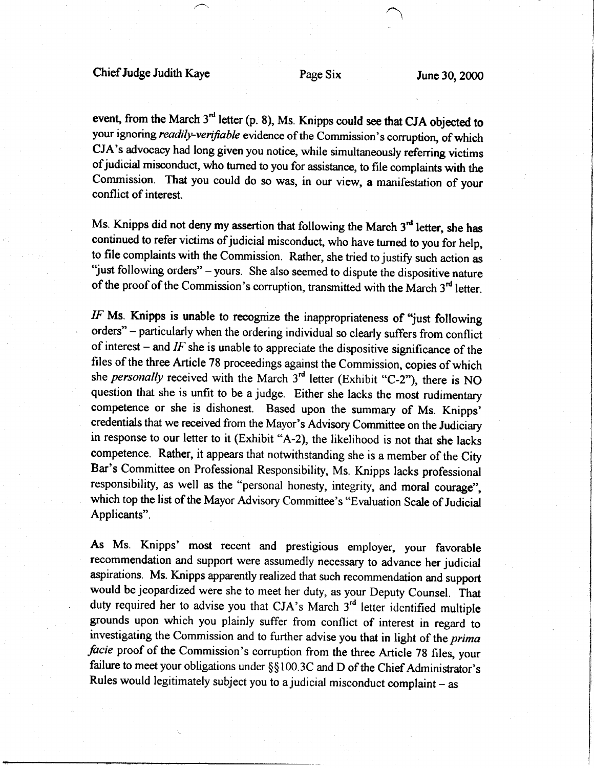event, from the March 3[rd] letter (p. 8), Ms. Knipps could see that CJA objected to your ignoring *readily-verifiable* evidence of the Commission's corruption, of which CJA's advocacy had long given you notice, while simultaneously referring victims of judicial misconduct, who turned to you for assistance, to file complaints with the Commission. That you could do so was, in our view, a manifestation of your conflict of interest.

Ms. Knipps did not deny my assertion that following the March 3[rd] letter, she has continued to refer victims of judicial misconduct, who have turned to you for help, to file complaints with the Commission. Rather, she tried to justify such action as "just following orders" – yours. She also seemed to dispute the dispositive nature of the proof of the Commission's corruption, transmitted with the March 3[rd] letter.

*IF* Ms. Knipps is unable to recognize the inappropriateness of "just following orders" – particularly when the ordering individual so clearly suffers from conflict of interest – and *IF* she is unable to appreciate the dispositive significance of the files of the three Article 78 proceedings against the Commission, copies of which she *personally* received with the March 3[rd] letter (Exhibit "C-2"), there is NO question that she is unfit to be a judge. Either she lacks the most rudimentary competence or she is dishonest. Based upon the summary of Ms. Knipps' credentials that we received from the Mayor's Advisory Committee on the Judiciary in response to our letter to it (Exhibit "A-2), the likelihood is not that she lacks competence. Rather, it appears that notwithstanding she is a member of the City Bar's Committee on Professional Responsibility, Ms. Knipps lacks professional responsibility, as well as the "personal honesty, integrity, and moral courage", which top the list of the Mayor Advisory Committee's "Evaluation Scale of Judicial Applicants".

As Ms. Knipps' most recent and prestigious employer, your favorable recommendation and support were assumedly necessary to advance her judicial aspirations. Ms. Knipps apparently realized that such recommendation and support would be jeopardized were she to meet her duty, as your Deputy Counsel. That duty required her to advise you that CJA's March 3[rd] letter identified multiple grounds upon which you plainly suffer from conflict of interest in regard to investigating the Commission and to further advise you that in light of the *prima facie* proof of the Commission's corruption from the three Article 78 files, your failure to meet your obligations under §§100.3C and D of the Chief Administrator's Rules would legitimately subject you to a judicial misconduct complaint – as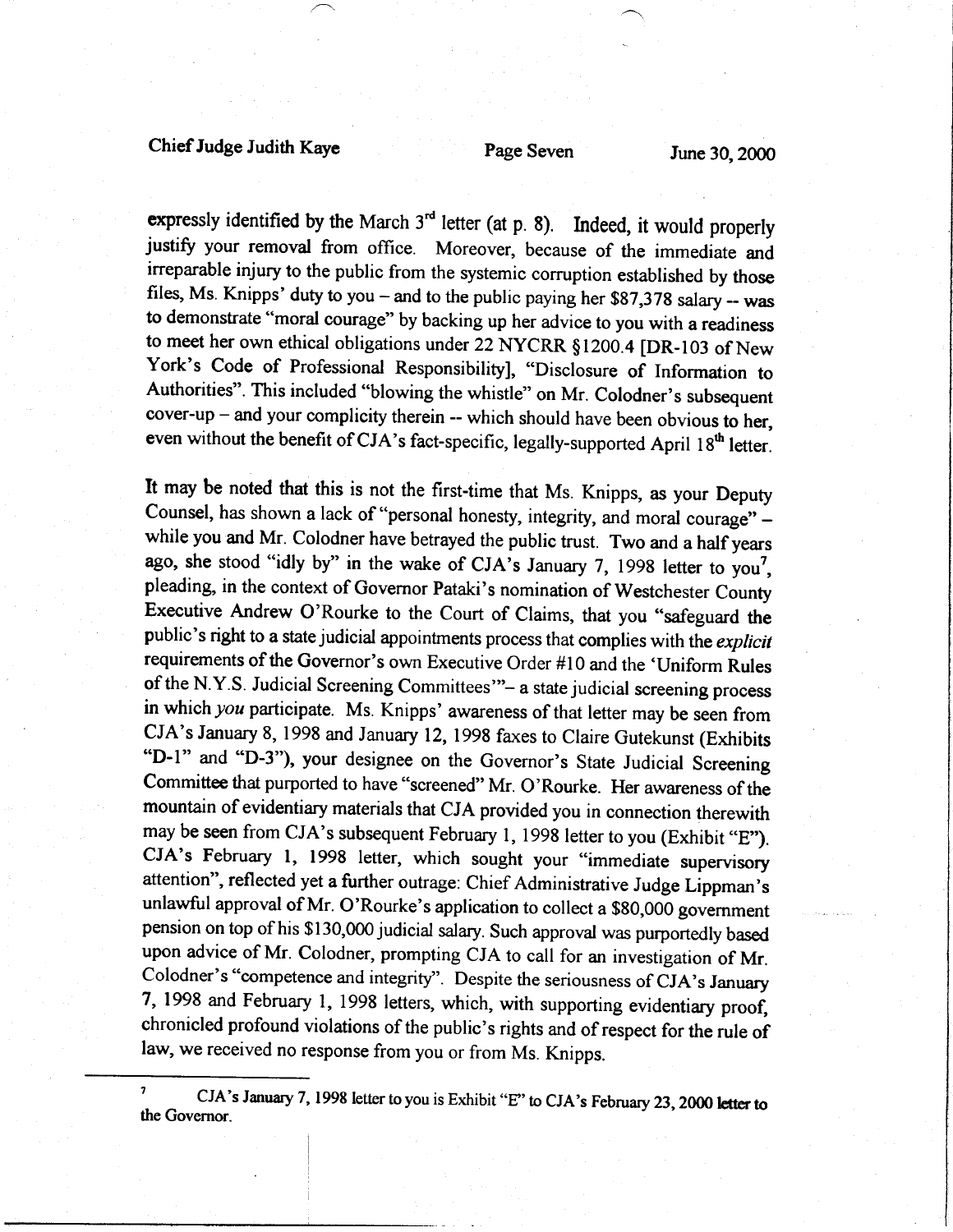expressly identified by the March 3rd letter (at p. 8). Indeed, it would properly justify your removal from office. Moreover, because of the immediate and irreparable injury to the public from the systemic corruption established by those files, Ms. Knipps' duty to you – and to the public paying her $87,378 salary -- was to demonstrate "moral courage" by backing up her advice to you with a readiness to meet her own ethical obligations under 22 NYCRR §1200.4 [DR-103 of New York's Code of Professional Responsibility], "Disclosure of Information to Authorities". This included "blowing the whistle" on Mr. Colodner's subsequent cover-up – and your complicity therein -- which should have been obvious to her, even without the benefit of CJA's fact-specific, legally-supported April 18th letter.

It may be noted that this is not the first-time that Ms. Knipps, as your Deputy Counsel, has shown a lack of "personal honesty, integrity, and moral courage" – while you and Mr. Colodner have betrayed the public trust. Two and a half years ago, she stood "idly by" in the wake of CJA's January 7, 1998 letter to you[7], pleading, in the context of Governor Pataki's nomination of Westchester County Executive Andrew O'Rourke to the Court of Claims, that you "safeguard the public's right to a state judicial appointments process that complies with the *explicit* requirements of the Governor's own Executive Order #10 and the 'Uniform Rules of the N.Y.S. Judicial Screening Committees'"– a state judicial screening process in which *you* participate. Ms. Knipps' awareness of that letter may be seen from CJA's January 8, 1998 and January 12, 1998 faxes to Claire Gutekunst (Exhibits "D-1" and "D-3"), your designee on the Governor's State Judicial Screening Committee that purported to have "screened" Mr. O'Rourke. Her awareness of the mountain of evidentiary materials that CJA provided you in connection therewith may be seen from CJA's subsequent February 1, 1998 letter to you (Exhibit "E"). CJA's February 1, 1998 letter, which sought your "immediate supervisory attention", reflected yet a further outrage: Chief Administrative Judge Lippman's unlawful approval of Mr. O'Rourke's application to collect a $80,000 government pension on top of his $130,000 judicial salary. Such approval was purportedly based upon advice of Mr. Colodner, prompting CJA to call for an investigation of Mr. Colodner's "competence and integrity". Despite the seriousness of CJA's January 7, 1998 and February 1, 1998 letters, which, with supporting evidentiary proof, chronicled profound violations of the public's rights and of respect for the rule of law, we received no response from you or from Ms. Knipps.

---

[7] CJA's January 7, 1998 letter to you is Exhibit "E" to CJA's February 23, 2000 letter to the Governor.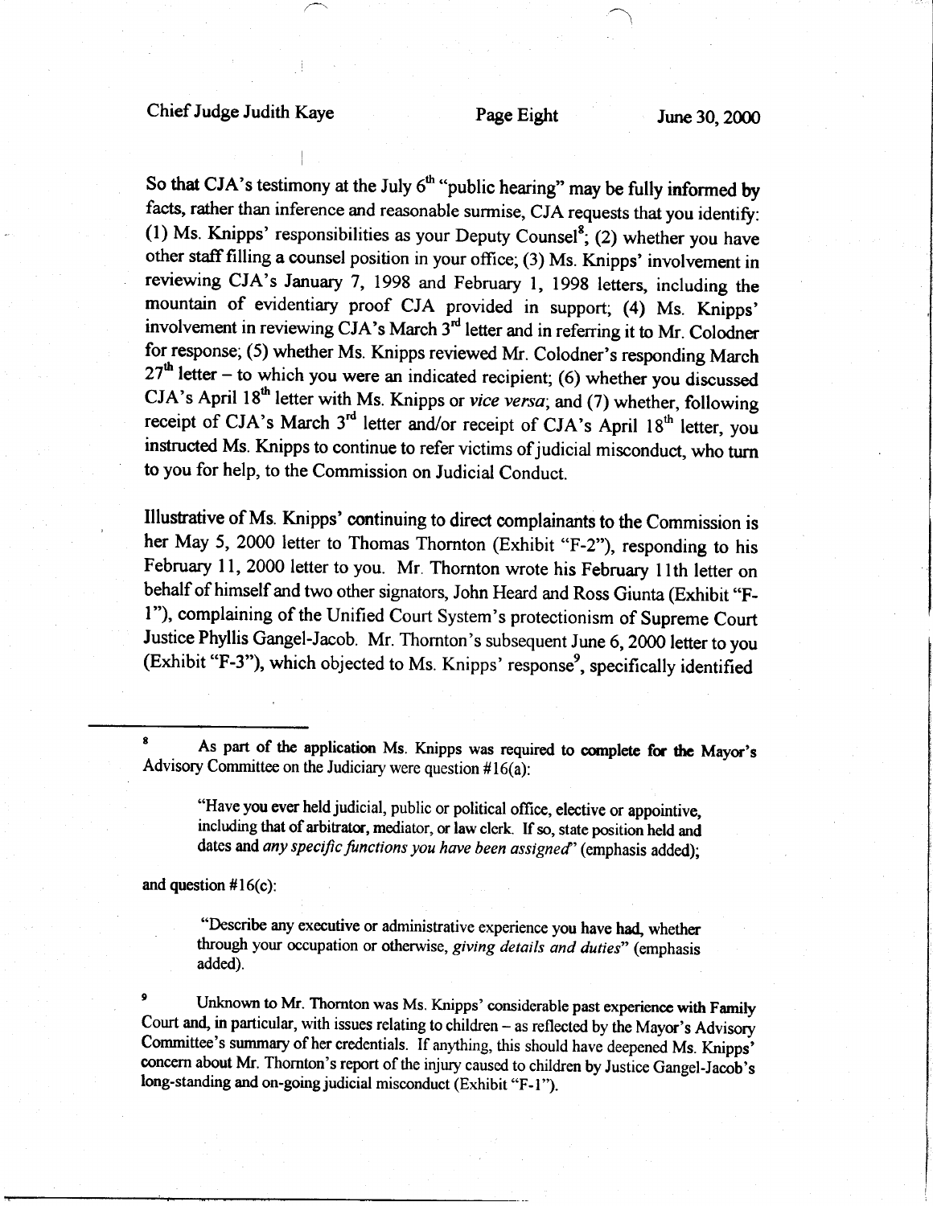So that CJA's testimony at the July 6th "public hearing" may be fully informed by facts, rather than inference and reasonable surmise, CJA requests that you identify: (1) Ms. Knipps' responsibilities as your Deputy Counsel[8]; (2) whether you have other staff filling a counsel position in your office; (3) Ms. Knipps' involvement in reviewing CJA's January 7, 1998 and February 1, 1998 letters, including the mountain of evidentiary proof CJA provided in support; (4) Ms. Knipps' involvement in reviewing CJA's March 3rd letter and in referring it to Mr. Colodner for response; (5) whether Ms. Knipps reviewed Mr. Colodner's responding March 27th letter – to which you were an indicated recipient; (6) whether you discussed CJA's April 18th letter with Ms. Knipps or *vice versa*; and (7) whether, following receipt of CJA's March 3rd letter and/or receipt of CJA's April 18th letter, you instructed Ms. Knipps to continue to refer victims of judicial misconduct, who turn to you for help, to the Commission on Judicial Conduct.

Illustrative of Ms. Knipps' continuing to direct complainants to the Commission is her May 5, 2000 letter to Thomas Thornton (Exhibit "F-2"), responding to his February 11, 2000 letter to you. Mr. Thornton wrote his February 11th letter on behalf of himself and two other signators, John Heard and Ross Giunta (Exhibit "F-1"), complaining of the Unified Court System's protectionism of Supreme Court Justice Phyllis Gangel-Jacob. Mr. Thornton's subsequent June 6, 2000 letter to you (Exhibit "F-3"), which objected to Ms. Knipps' response[9], specifically identified

---

[8] As part of the application Ms. Knipps was required to complete for the Mayor's Advisory Committee on the Judiciary were question #16(a):

> "Have you ever held judicial, public or political office, elective or appointive, including that of arbitrator, mediator, or law clerk. If so, state position held and dates and *any specific functions you have been assigned*" (emphasis added);

and question #16(c):

> "Describe any executive or administrative experience you have had, whether through your occupation or otherwise, *giving details and duties*" (emphasis added).

[9] Unknown to Mr. Thornton was Ms. Knipps' considerable past experience with Family Court and, in particular, with issues relating to children – as reflected by the Mayor's Advisory Committee's summary of her credentials. If anything, this should have deepened Ms. Knipps' concern about Mr. Thornton's report of the injury caused to children by Justice Gangel-Jacob's long-standing and on-going judicial misconduct (Exhibit "F-1").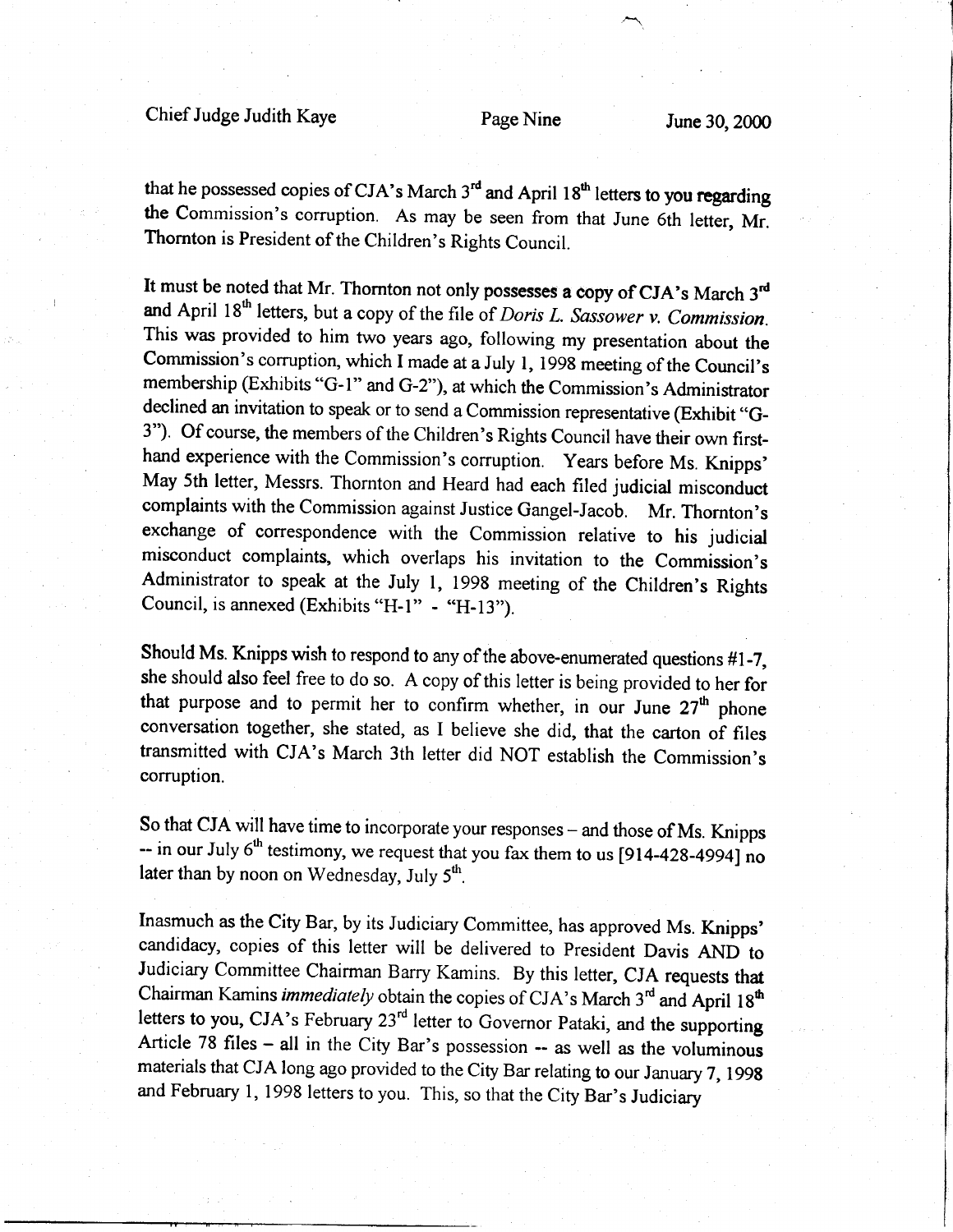that he possessed copies of CJA's March 3rd and April 18th letters to you regarding the Commission's corruption. As may be seen from that June 6th letter, Mr. Thornton is President of the Children's Rights Council.

It must be noted that Mr. Thornton not only possesses a copy of CJA's March 3rd and April 18th letters, but a copy of the file of *Doris L. Sassower v. Commission*. This was provided to him two years ago, following my presentation about the Commission's corruption, which I made at a July 1, 1998 meeting of the Council's membership (Exhibits "G-1" and G-2"), at which the Commission's Administrator declined an invitation to speak or to send a Commission representative (Exhibit "G-3"). Of course, the members of the Children's Rights Council have their own first-hand experience with the Commission's corruption. Years before Ms. Knipps' May 5th letter, Messrs. Thornton and Heard had each filed judicial misconduct complaints with the Commission against Justice Gangel-Jacob. Mr. Thornton's exchange of correspondence with the Commission relative to his judicial misconduct complaints, which overlaps his invitation to the Commission's Administrator to speak at the July 1, 1998 meeting of the Children's Rights Council, is annexed (Exhibits "H-1" - "H-13").

Should Ms. Knipps wish to respond to any of the above-enumerated questions #1-7, she should also feel free to do so. A copy of this letter is being provided to her for that purpose and to permit her to confirm whether, in our June 27th phone conversation together, she stated, as I believe she did, that the carton of files transmitted with CJA's March 3th letter did NOT establish the Commission's corruption.

So that CJA will have time to incorporate your responses – and those of Ms. Knipps -- in our July 6th testimony, we request that you fax them to us [914-428-4994] no later than by noon on Wednesday, July 5th.

Inasmuch as the City Bar, by its Judiciary Committee, has approved Ms. Knipps' candidacy, copies of this letter will be delivered to President Davis AND to Judiciary Committee Chairman Barry Kamins. By this letter, CJA requests that Chairman Kamins *immediately* obtain the copies of CJA's March 3rd and April 18th letters to you, CJA's February 23rd letter to Governor Pataki, and the supporting Article 78 files – all in the City Bar's possession -- as well as the voluminous materials that CJA long ago provided to the City Bar relating to our January 7, 1998 and February 1, 1998 letters to you. This, so that the City Bar's Judiciary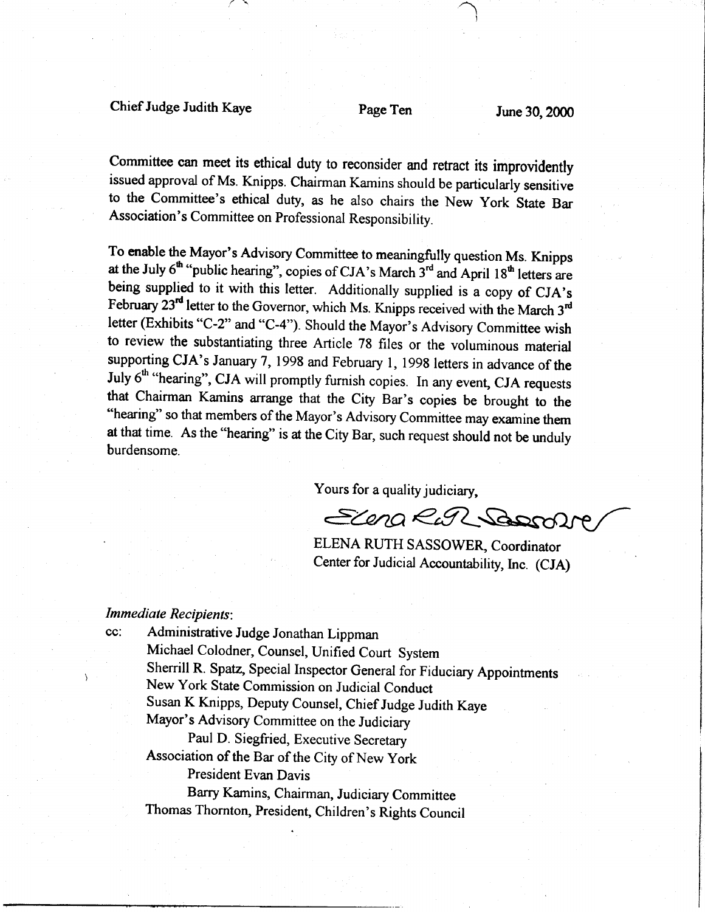Committee can meet its ethical duty to reconsider and retract its improvidently issued approval of Ms. Knipps. Chairman Kamins should be particularly sensitive to the Committee's ethical duty, as he also chairs the New York State Bar Association's Committee on Professional Responsibility.

To enable the Mayor's Advisory Committee to meaningfully question Ms. Knipps at the July 6th "public hearing", copies of CJA's March 3rd and April 18th letters are being supplied to it with this letter. Additionally supplied is a copy of CJA's February 23rd letter to the Governor, which Ms. Knipps received with the March 3rd letter (Exhibits "C-2" and "C-4"). Should the Mayor's Advisory Committee wish to review the substantiating three Article 78 files or the voluminous material supporting CJA's January 7, 1998 and February 1, 1998 letters in advance of the July 6th "hearing", CJA will promptly furnish copies. In any event, CJA requests that Chairman Kamins arrange that the City Bar's copies be brought to the "hearing" so that members of the Mayor's Advisory Committee may examine them at that time. As the "hearing" is at the City Bar, such request should not be unduly burdensome.

Yours for a quality judiciary,

Elena Ruth Sassower

ELENA RUTH SASSOWER, Coordinator
Center for Judicial Accountability, Inc. (CJA)

*Immediate Recipients*:

cc: Administrative Judge Jonathan Lippman
Michael Colodner, Counsel, Unified Court System
Sherrill R. Spatz, Special Inspector General for Fiduciary Appointments
New York State Commission on Judicial Conduct
Susan K Knipps, Deputy Counsel, Chief Judge Judith Kaye
Mayor's Advisory Committee on the Judiciary
Paul D. Siegfried, Executive Secretary
Association of the Bar of the City of New York
President Evan Davis
Barry Kamins, Chairman, Judiciary Committee
Thomas Thornton, President, Children's Rights Council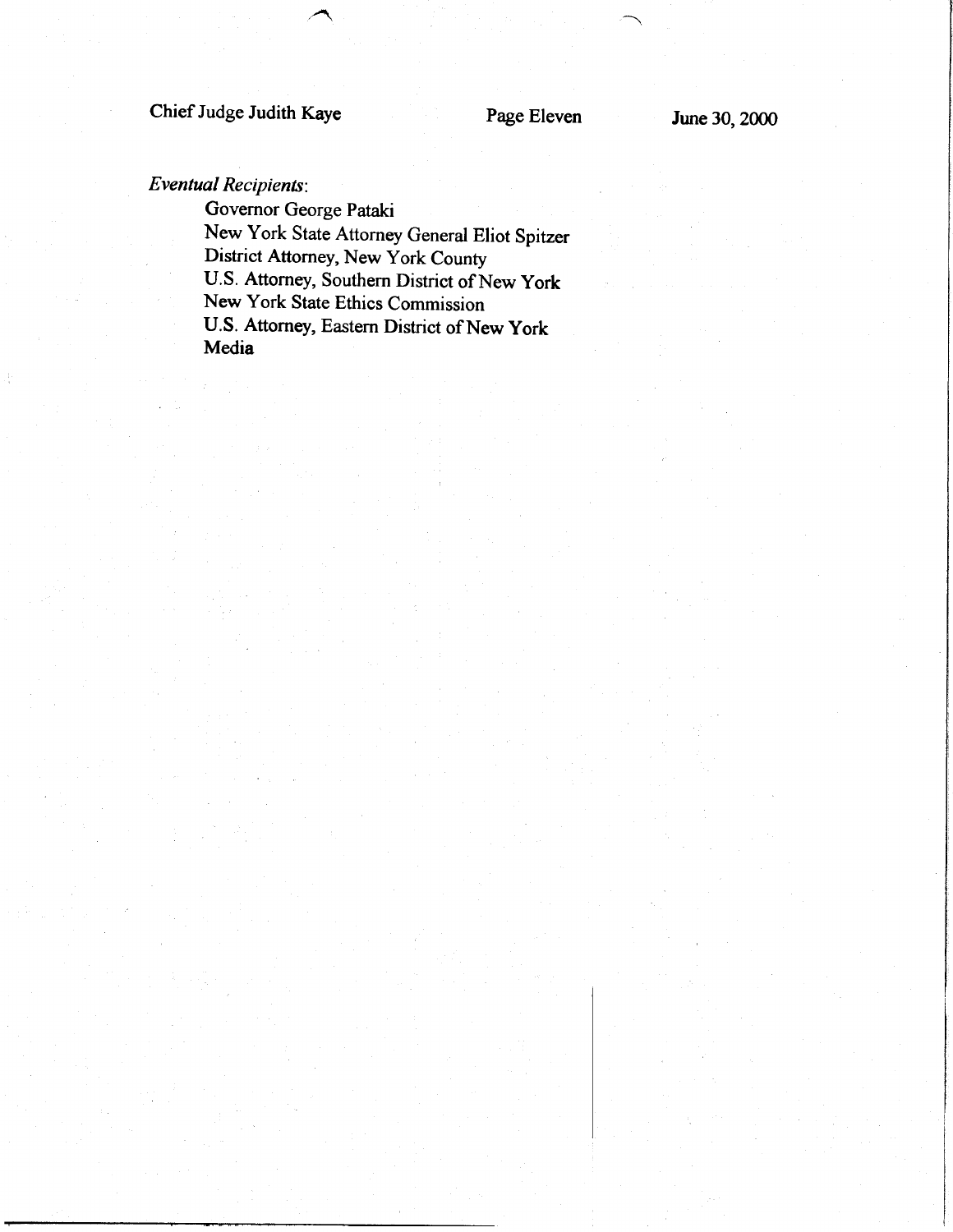*Eventual Recipients*:

Governor George Pataki
New York State Attorney General Eliot Spitzer
District Attorney, New York County
U.S. Attorney, Southern District of New York
New York State Ethics Commission
U.S. Attorney, Eastern District of New York
Media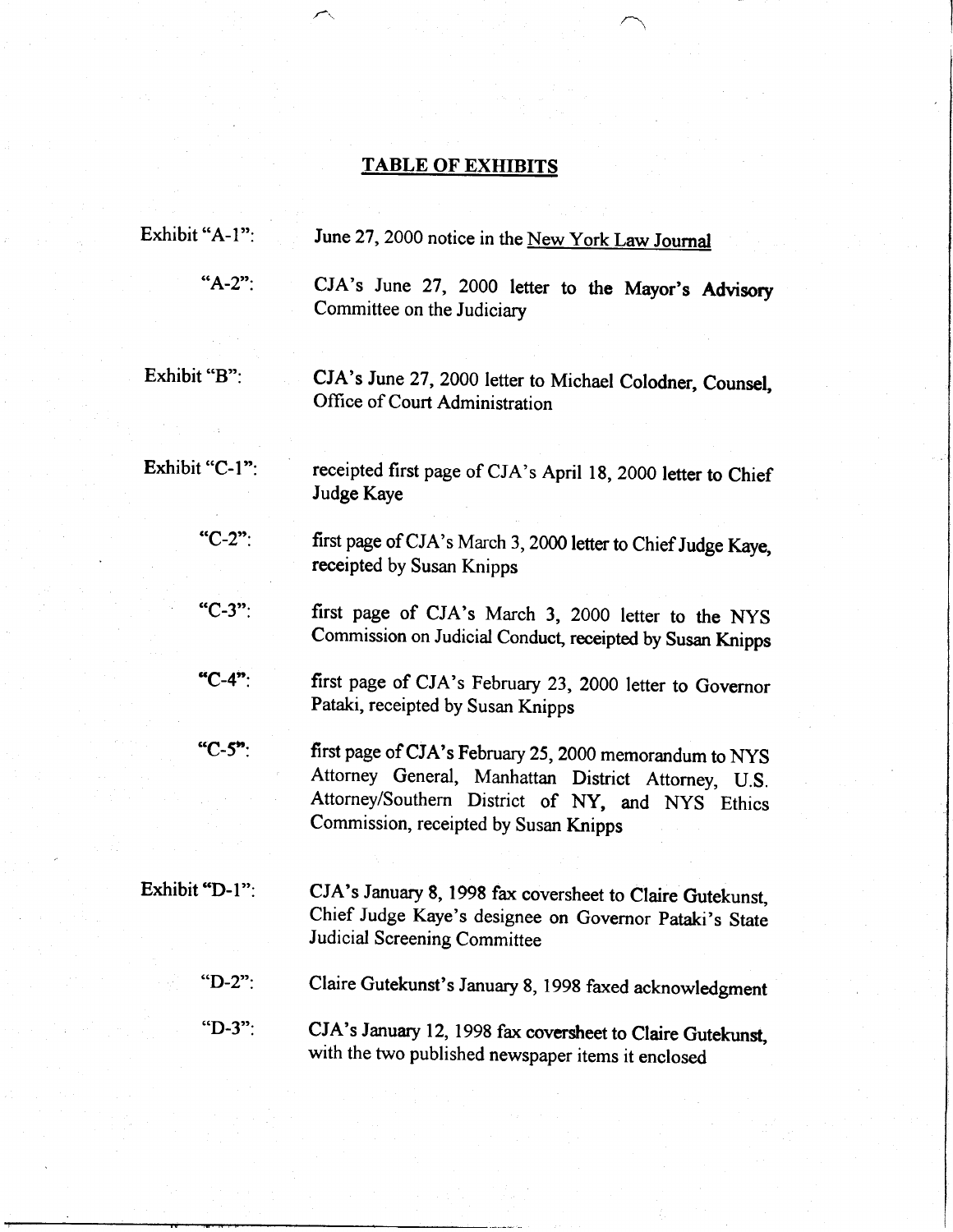# TABLE OF EXHIBITS

| | |
|---|---|
| Exhibit "A-1": | June 27, 2000 notice in the New York Law Journal |
| "A-2": | CJA's June 27, 2000 letter to the Mayor's Advisory Committee on the Judiciary |
| Exhibit "B": | CJA's June 27, 2000 letter to Michael Colodner, Counsel, Office of Court Administration |
| Exhibit "C-1": | receipted first page of CJA's April 18, 2000 letter to Chief Judge Kaye |
| "C-2": | first page of CJA's March 3, 2000 letter to Chief Judge Kaye, receipted by Susan Knipps |
| "C-3": | first page of CJA's March 3, 2000 letter to the NYS Commission on Judicial Conduct, receipted by Susan Knipps |
| "C-4": | first page of CJA's February 23, 2000 letter to Governor Pataki, receipted by Susan Knipps |
| "C-5": | first page of CJA's February 25, 2000 memorandum to NYS Attorney General, Manhattan District Attorney, U.S. Attorney/Southern District of NY, and NYS Ethics Commission, receipted by Susan Knipps |
| Exhibit "D-1": | CJA's January 8, 1998 fax coversheet to Claire Gutekunst, Chief Judge Kaye's designee on Governor Pataki's State Judicial Screening Committee |
| "D-2": | Claire Gutekunst's January 8, 1998 faxed acknowledgment |
| "D-3": | CJA's January 12, 1998 fax coversheet to Claire Gutekunst, with the two published newspaper items it enclosed |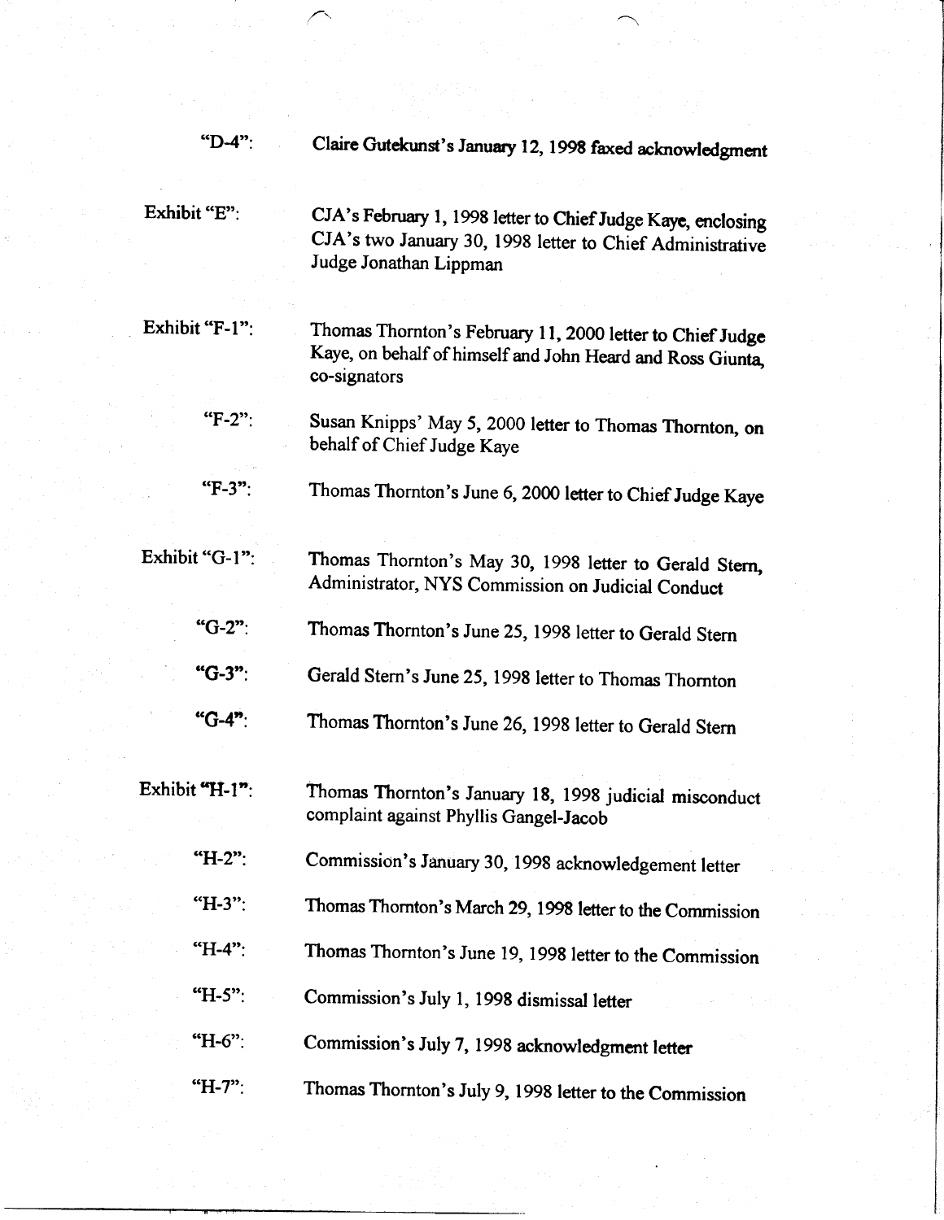| | |
|---|---|
| "D-4": | Claire Gutekunst's January 12, 1998 faxed acknowledgment |
| Exhibit "E": | CJA's February 1, 1998 letter to Chief Judge Kaye, enclosing CJA's two January 30, 1998 letter to Chief Administrative Judge Jonathan Lippman |
| Exhibit "F-1": | Thomas Thornton's February 11, 2000 letter to Chief Judge Kaye, on behalf of himself and John Heard and Ross Giunta, co-signators |
| "F-2": | Susan Knipps' May 5, 2000 letter to Thomas Thornton, on behalf of Chief Judge Kaye |
| "F-3": | Thomas Thornton's June 6, 2000 letter to Chief Judge Kaye |
| Exhibit "G-1": | Thomas Thornton's May 30, 1998 letter to Gerald Stern, Administrator, NYS Commission on Judicial Conduct |
| "G-2": | Thomas Thornton's June 25, 1998 letter to Gerald Stern |
| "G-3": | Gerald Stern's June 25, 1998 letter to Thomas Thornton |
| "G-4": | Thomas Thornton's June 26, 1998 letter to Gerald Stern |
| Exhibit "H-1": | Thomas Thornton's January 18, 1998 judicial misconduct complaint against Phyllis Gangel-Jacob |
| "H-2": | Commission's January 30, 1998 acknowledgement letter |
| "H-3": | Thomas Thornton's March 29, 1998 letter to the Commission |
| "H-4": | Thomas Thornton's June 19, 1998 letter to the Commission |
| "H-5": | Commission's July 1, 1998 dismissal letter |
| "H-6": | Commission's July 7, 1998 acknowledgment letter |
| "H-7": | Thomas Thornton's July 9, 1998 letter to the Commission |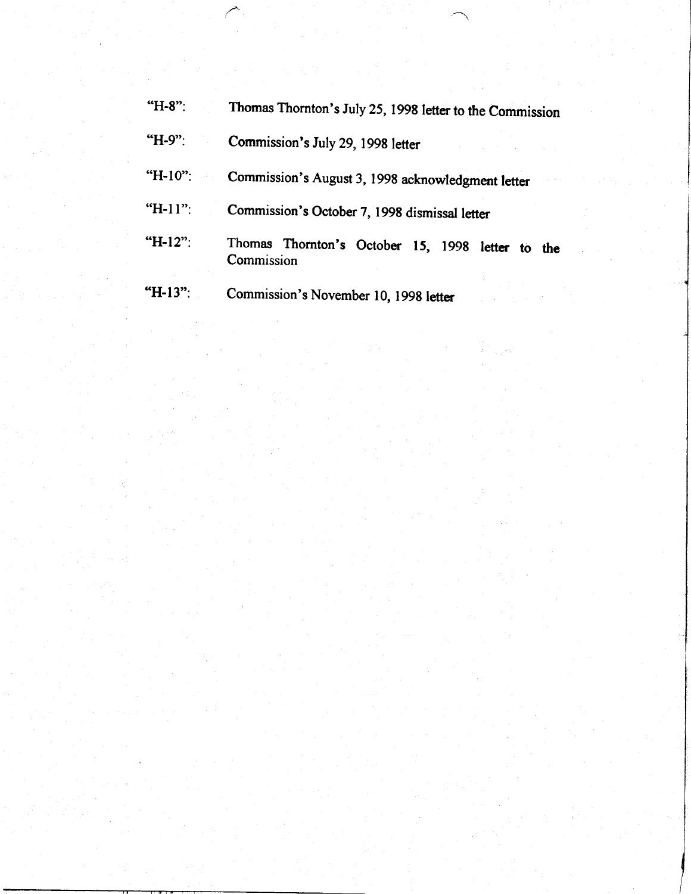"H-8": Thomas Thornton's July 25, 1998 letter to the Commission

"H-9": Commission's July 29, 1998 letter

"H-10": Commission's August 3, 1998 acknowledgment letter

"H-11": Commission's October 7, 1998 dismissal letter

"H-12": Thomas Thornton's October 15, 1998 letter to the Commission

"H-13": Commission's November 10, 1998 letter